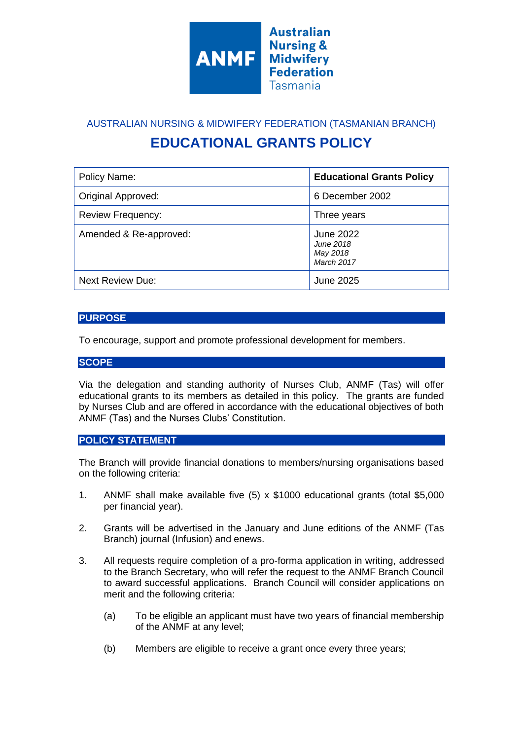Australian Nursing & Midwifery Federation Tasmania

AUSTRALIAN NURSING & MIDWIFERY FEDERATION (TASMANIAN BRANCH)

# EDUCATIONAL GRANTS POLICY

| Policy Name: | **Educational Grants Policy** |
|---|---|
| Original Approved: | 6 December 2002 |
| Review Frequency: | Three years |
| Amended & Re-approved: | June 2022<br>*June 2018*<br>*May 2018*<br>*March 2017* |
| Next Review Due: | June 2025 |

## PURPOSE

To encourage, support and promote professional development for members.

## SCOPE

Via the delegation and standing authority of Nurses Club, ANMF (Tas) will offer educational grants to its members as detailed in this policy. The grants are funded by Nurses Club and are offered in accordance with the educational objectives of both ANMF (Tas) and the Nurses Clubs' Constitution.

## POLICY STATEMENT

The Branch will provide financial donations to members/nursing organisations based on the following criteria:

1. ANMF shall make available five (5) x $1000 educational grants (total $5,000 per financial year).

2. Grants will be advertised in the January and June editions of the ANMF (Tas Branch) journal (Infusion) and enews.

3. All requests require completion of a pro-forma application in writing, addressed to the Branch Secretary, who will refer the request to the ANMF Branch Council to award successful applications. Branch Council will consider applications on merit and the following criteria:

   (a) To be eligible an applicant must have two years of financial membership of the ANMF at any level;

   (b) Members are eligible to receive a grant once every three years;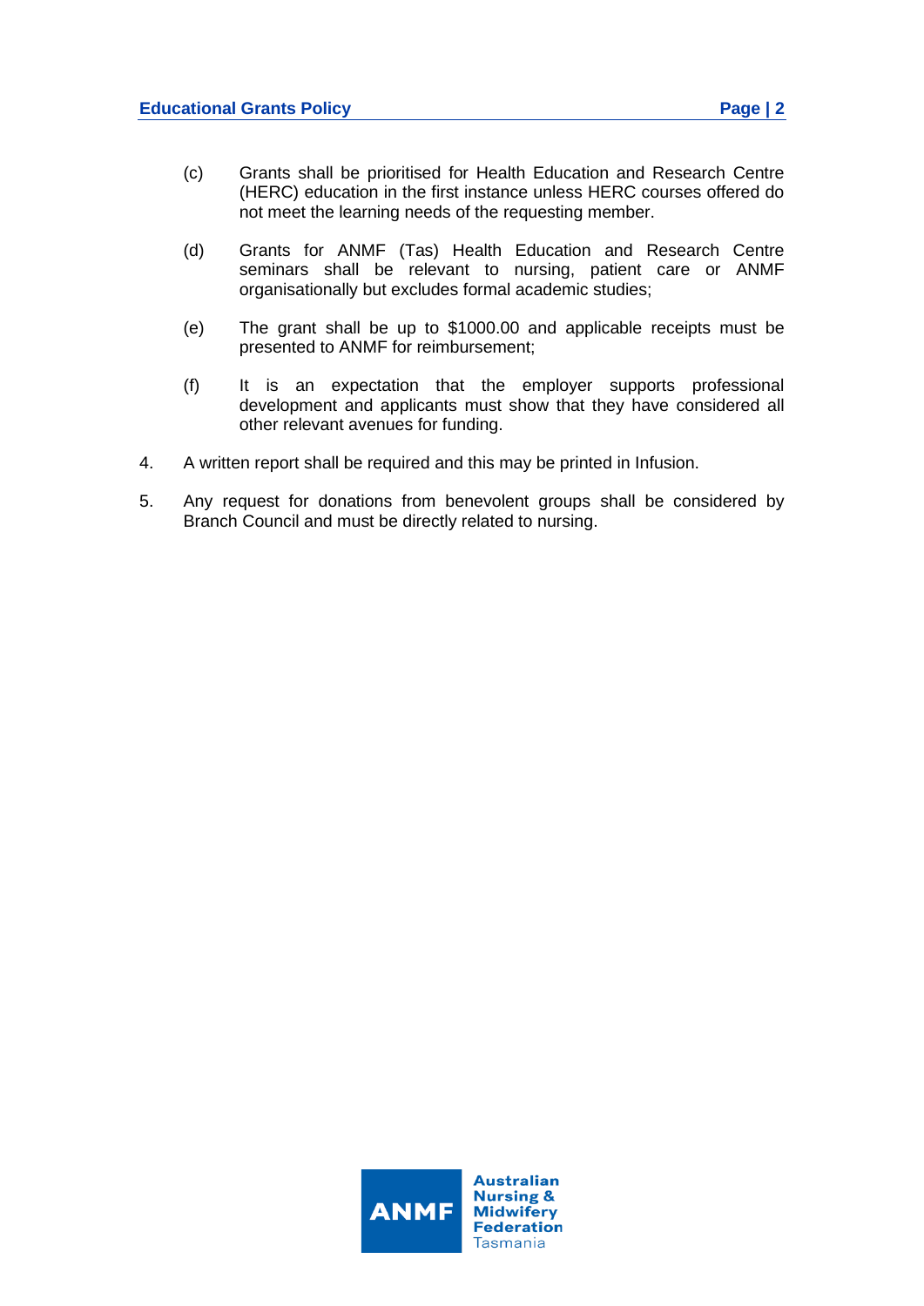(c) Grants shall be prioritised for Health Education and Research Centre (HERC) education in the first instance unless HERC courses offered do not meet the learning needs of the requesting member.

(d) Grants for ANMF (Tas) Health Education and Research Centre seminars shall be relevant to nursing, patient care or ANMF organisationally but excludes formal academic studies;

(e) The grant shall be up to $1000.00 and applicable receipts must be presented to ANMF for reimbursement;

(f) It is an expectation that the employer supports professional development and applicants must show that they have considered all other relevant avenues for funding.

4. A written report shall be required and this may be printed in Infusion.

5. Any request for donations from benevolent groups shall be considered by Branch Council and must be directly related to nursing.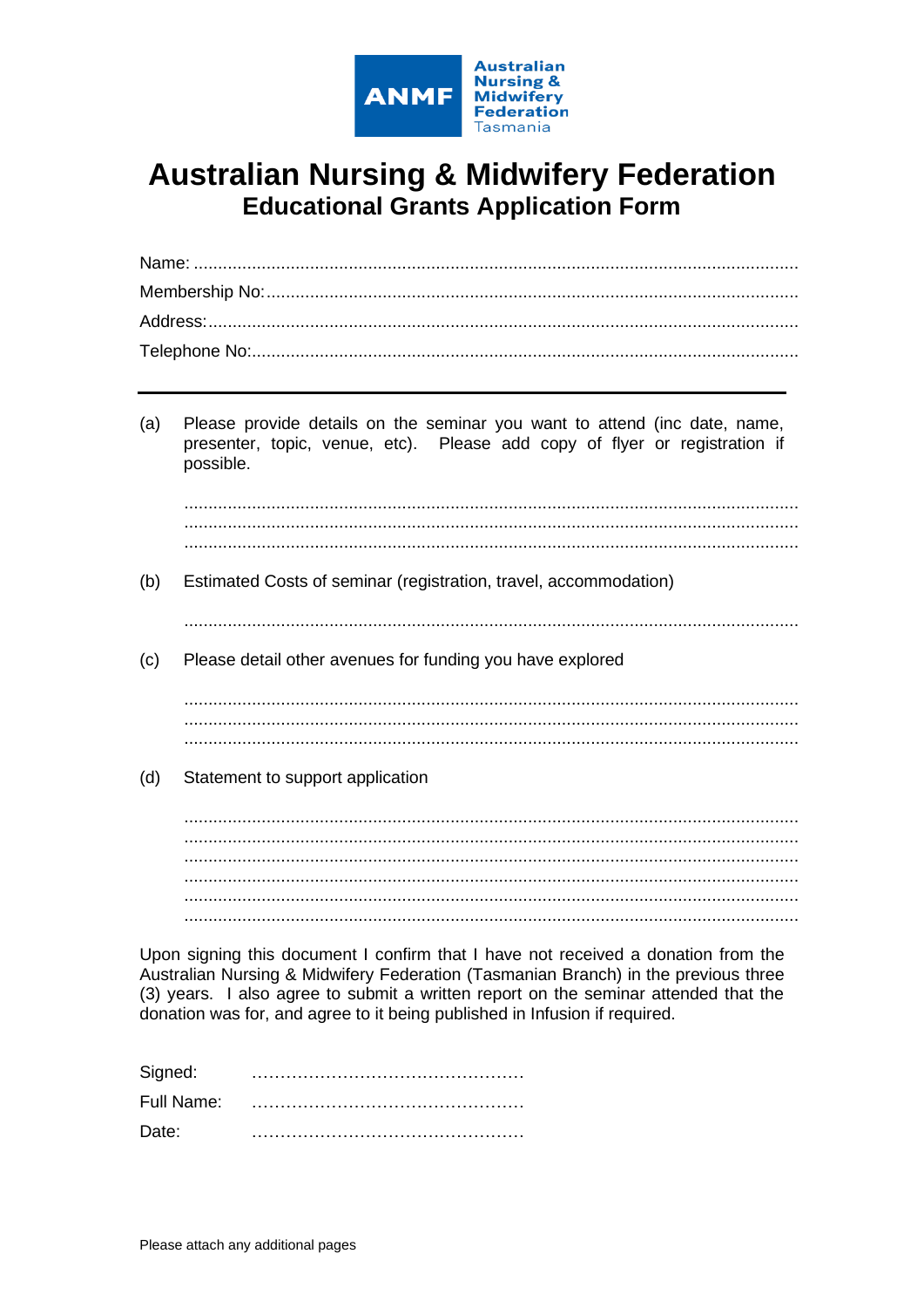ANMF Australian Nursing & Midwifery Federation Tasmania

# Australian Nursing & Midwifery Federation

## Educational Grants Application Form

Name: ..........................................................................................................................

Membership No:............................................................................................................

Address:.......................................................................................................................

Telephone No:...............................................................................................................

---

(a) Please provide details on the seminar you want to attend (inc date, name, presenter, topic, venue, etc). Please add copy of flyer or registration if possible.

..........................................................................................................................
..........................................................................................................................
..........................................................................................................................

(b) Estimated Costs of seminar (registration, travel, accommodation)

..........................................................................................................................

(c) Please detail other avenues for funding you have explored

..........................................................................................................................
..........................................................................................................................
..........................................................................................................................

(d) Statement to support application

..........................................................................................................................
..........................................................................................................................
..........................................................................................................................
..........................................................................................................................
..........................................................................................................................
..........................................................................................................................

Upon signing this document I confirm that I have not received a donation from the Australian Nursing & Midwifery Federation (Tasmanian Branch) in the previous three (3) years. I also agree to submit a written report on the seminar attended that the donation was for, and agree to it being published in Infusion if required.

Signed: ...............................................

Full Name: ...............................................

Date: ...............................................

Please attach any additional pages